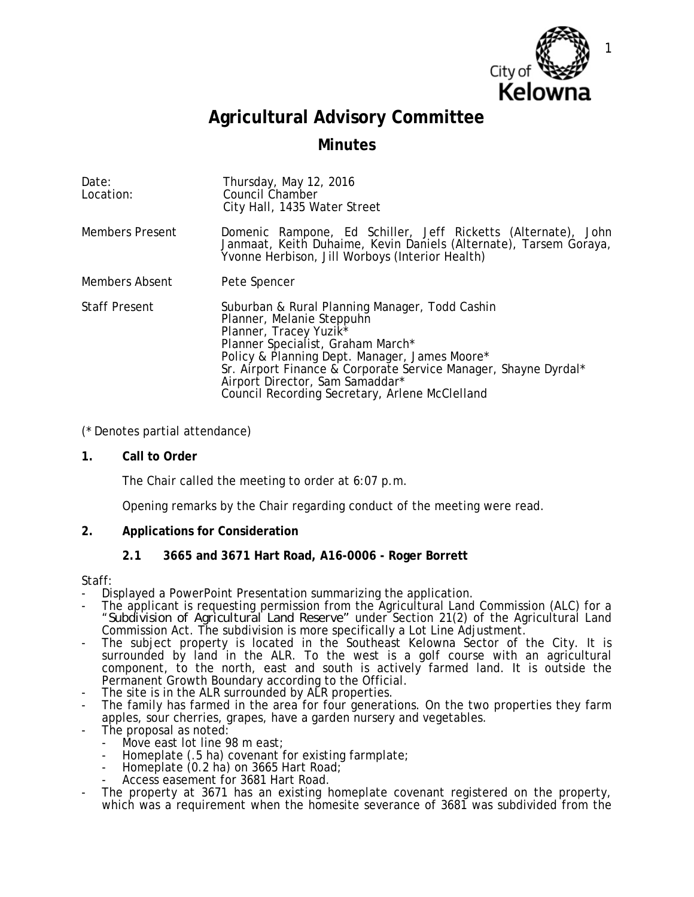# Agricultural Advisory Committee

## Minutes

| | |
|---|---|
| Date: | Thursday, May 12, 2016 |
| Location: | Council Chamber<br>City Hall, 1435 Water Street |
| Members Present | Domenic Rampone, Ed Schiller, Jeff Ricketts (Alternate), John Janmaat, Keith Duhaime, Kevin Daniels (Alternate), Tarsem Goraya, Yvonne Herbison, Jill Worboys (Interior Health) |
| Members Absent | Pete Spencer |
| Staff Present | Suburban & Rural Planning Manager, Todd Cashin<br>Planner, Melanie Steppuhn<br>Planner, Tracey Yuzik*<br>Planner Specialist, Graham March*<br>Policy & Planning Dept. Manager, James Moore*<br>Sr. Airport Finance & Corporate Service Manager, Shayne Dyrdal*<br>Airport Director, Sam Samaddar*<br>Council Recording Secretary, Arlene McClelland |

(* Denotes partial attendance)

**1. Call to Order**

The Chair called the meeting to order at 6:07 p.m.

Opening remarks by the Chair regarding conduct of the meeting were read.

**2. Applications for Consideration**

**2.1 3665 and 3671 Hart Road, A16-0006 - Roger Borrett**

Staff:

- Displayed a PowerPoint Presentation summarizing the application.
- The applicant is requesting permission from the Agricultural Land Commission (ALC) for a "*Subdivision of Agricultural Land Reserve*" under Section 21(2) of the Agricultural Land Commission Act. The subdivision is more specifically a Lot Line Adjustment.
- The subject property is located in the Southeast Kelowna Sector of the City. It is surrounded by land in the ALR. To the west is a golf course with an agricultural component, to the north, east and south is actively farmed land. It is outside the Permanent Growth Boundary according to the Official.
- The site is in the ALR surrounded by ALR properties.
- The family has farmed in the area for four generations. On the two properties they farm apples, sour cherries, grapes, have a garden nursery and vegetables.
- The proposal as noted:
  - Move east lot line 98 m east;
  - Homeplate (.5 ha) covenant for existing farmplate;
  - Homeplate (0.2 ha) on 3665 Hart Road;
  - Access easement for 3681 Hart Road.
- The property at 3671 has an existing homeplate covenant registered on the property, which was a requirement when the homesite severance of 3681 was subdivided from the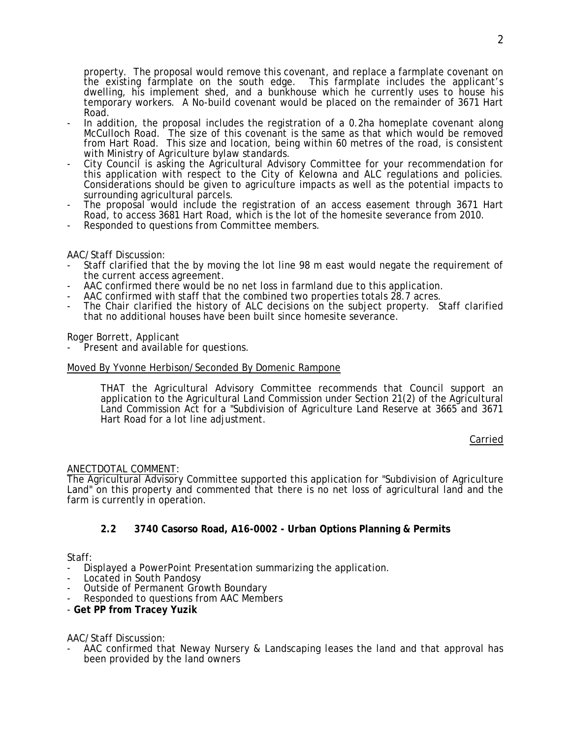property. The proposal would remove this covenant, and replace a farmplate covenant on the existing farmplate on the south edge. This farmplate includes the applicant's dwelling, his implement shed, and a bunkhouse which he currently uses to house his temporary workers. A No-build covenant would be placed on the remainder of 3671 Hart Road.

- In addition, the proposal includes the registration of a 0.2ha homeplate covenant along McCulloch Road. The size of this covenant is the same as that which would be removed from Hart Road. This size and location, being within 60 metres of the road, is consistent with Ministry of Agriculture bylaw standards.
- City Council is asking the Agricultural Advisory Committee for your recommendation for this application with respect to the City of Kelowna and ALC regulations and policies. Considerations should be given to agriculture impacts as well as the potential impacts to surrounding agricultural parcels.
- The proposal would include the registration of an access easement through 3671 Hart Road, to access 3681 Hart Road, which is the lot of the homesite severance from 2010.
- Responded to questions from Committee members.

AAC/Staff Discussion:

- Staff clarified that the by moving the lot line 98 m east would negate the requirement of the current access agreement.
- AAC confirmed there would be no net loss in farmland due to this application.
- AAC confirmed with staff that the combined two properties totals 28.7 acres.
- The Chair clarified the history of ALC decisions on the subject property. Staff clarified that no additional houses have been built since homesite severance.

Roger Borrett, Applicant

- Present and available for questions.

Moved By Yvonne Herbison/Seconded By Domenic Rampone

> THAT the Agricultural Advisory Committee recommends that Council support an application to the Agricultural Land Commission under Section 21(2) of the Agricultural Land Commission Act for a "Subdivision of Agriculture Land Reserve at 3665 and 3671 Hart Road for a lot line adjustment.

Carried

ANECTDOTAL COMMENT:
The Agricultural Advisory Committee supported this application for "Subdivision of Agriculture Land" on this property and commented that there is no net loss of agricultural land and the farm is currently in operation.

### 2.2 3740 Casorso Road, A16-0002 - Urban Options Planning & Permits

Staff:

- Displayed a PowerPoint Presentation summarizing the application.
- Located in South Pandosy
- Outside of Permanent Growth Boundary
- Responded to questions from AAC Members
- **Get PP from Tracey Yuzik**

AAC/Staff Discussion:

- AAC confirmed that Neway Nursery & Landscaping leases the land and that approval has been provided by the land owners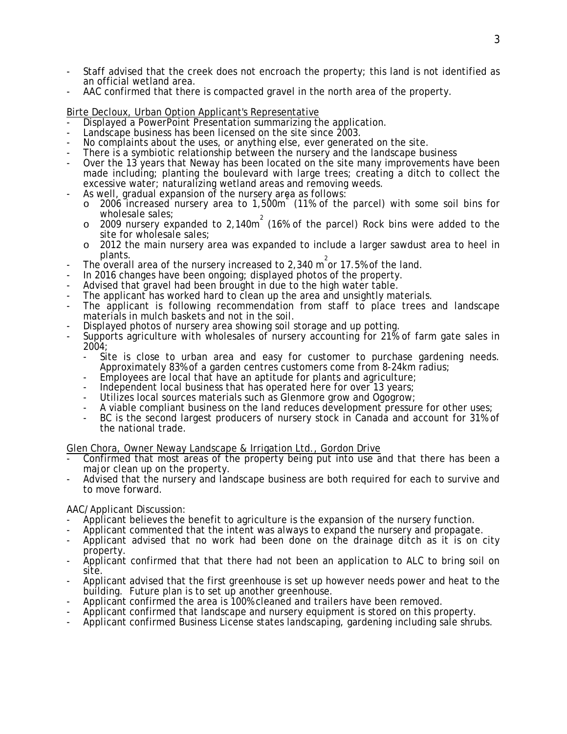- Staff advised that the creek does not encroach the property; this land is not identified as an official wetland area.
- AAC confirmed that there is compacted gravel in the north area of the property.

Birte Decloux, Urban Option Applicant's Representative

- Displayed a PowerPoint Presentation summarizing the application.
- Landscape business has been licensed on the site since 2003.
- No complaints about the uses, or anything else, ever generated on the site.
- There is a symbiotic relationship between the nursery and the landscape business
- Over the 13 years that Neway has been located on the site many improvements have been made including; planting the boulevard with large trees; creating a ditch to collect the excessive water; naturalizing wetland areas and removing weeds.
- As well, gradual expansion of the nursery area as follows:
  - o 2006 increased nursery area to 1,500m$^2$ (11% of the parcel) with some soil bins for wholesale sales;
  - o 2009 nursery expanded to 2,140m$^2$ (16% of the parcel) Rock bins were added to the site for wholesale sales;
  - o 2012 the main nursery area was expanded to include a larger sawdust area to heel in plants.
- The overall area of the nursery increased to 2,340 m$^2$ or 17.5% of the land.
- In 2016 changes have been ongoing; displayed photos of the property.
- Advised that gravel had been brought in due to the high water table.
- The applicant has worked hard to clean up the area and unsightly materials.
- The applicant is following recommendation from staff to place trees and landscape materials in mulch baskets and not in the soil.
- Displayed photos of nursery area showing soil storage and up potting.
- Supports agriculture with wholesales of nursery accounting for 21% of farm gate sales in 2004;
  - Site is close to urban area and easy for customer to purchase gardening needs. Approximately 83% of a garden centres customers come from 8-24km radius;
  - Employees are local that have an aptitude for plants and agriculture;
  - Independent local business that has operated here for over 13 years;
  - Utilizes local sources materials such as Glenmore grow and Ogogrow;
  - A viable compliant business on the land reduces development pressure for other uses;
  - BC is the second largest producers of nursery stock in Canada and account for 31% of the national trade.

Glen Chora, Owner Neway Landscape & Irrigation Ltd., Gordon Drive

- Confirmed that most areas of the property being put into use and that there has been a major clean up on the property.
- Advised that the nursery and landscape business are both required for each to survive and to move forward.

AAC/Applicant Discussion:

- Applicant believes the benefit to agriculture is the expansion of the nursery function.
- Applicant commented that the intent was always to expand the nursery and propagate.
- Applicant advised that no work had been done on the drainage ditch as it is on city property.
- Applicant confirmed that that there had not been an application to ALC to bring soil on site.
- Applicant advised that the first greenhouse is set up however needs power and heat to the building. Future plan is to set up another greenhouse.
- Applicant confirmed the area is 100% cleaned and trailers have been removed.
- Applicant confirmed that landscape and nursery equipment is stored on this property.
- Applicant confirmed Business License states landscaping, gardening including sale shrubs.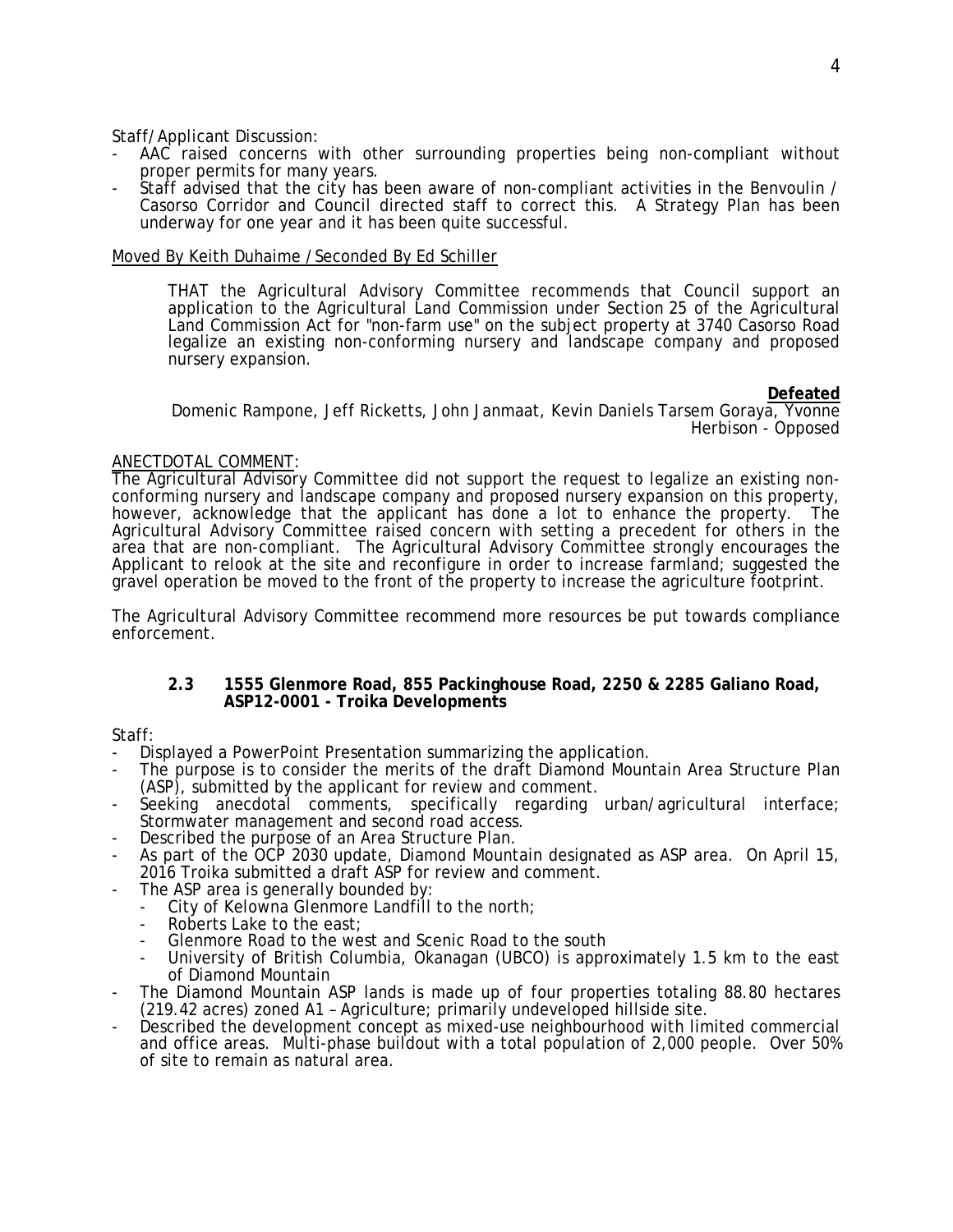Staff/Applicant Discussion:

- AAC raised concerns with other surrounding properties being non-compliant without proper permits for many years.
- Staff advised that the city has been aware of non-compliant activities in the Benvoulin / Casorso Corridor and Council directed staff to correct this. A Strategy Plan has been underway for one year and it has been quite successful.

Moved By Keith Duhaime / Seconded By Ed Schiller

THAT the Agricultural Advisory Committee recommends that Council support an application to the Agricultural Land Commission under Section 25 of the Agricultural Land Commission Act for "non-farm use" on the subject property at 3740 Casorso Road legalize an existing non-conforming nursery and landscape company and proposed nursery expansion.

**Defeated**

Domenic Rampone, Jeff Ricketts, John Janmaat, Kevin Daniels Tarsem Goraya, Yvonne Herbison - Opposed

ANECTDOTAL COMMENT:

The Agricultural Advisory Committee did not support the request to legalize an existing non-conforming nursery and landscape company and proposed nursery expansion on this property, however, acknowledge that the applicant has done a lot to enhance the property. The Agricultural Advisory Committee raised concern with setting a precedent for others in the area that are non-compliant. The Agricultural Advisory Committee strongly encourages the Applicant to relook at the site and reconfigure in order to increase farmland; suggested the gravel operation be moved to the front of the property to increase the agriculture footprint.

The Agricultural Advisory Committee recommend more resources be put towards compliance enforcement.

### 2.3 1555 Glenmore Road, 855 Packinghouse Road, 2250 & 2285 Galiano Road, ASP12-0001 - Troika Developments

Staff:

- Displayed a PowerPoint Presentation summarizing the application.
- The purpose is to consider the merits of the draft Diamond Mountain Area Structure Plan (ASP), submitted by the applicant for review and comment.
- Seeking anecdotal comments, specifically regarding urban/agricultural interface; Stormwater management and second road access.
- Described the purpose of an Area Structure Plan.
- As part of the OCP 2030 update, Diamond Mountain designated as ASP area. On April 15, 2016 Troika submitted a draft ASP for review and comment.
- The ASP area is generally bounded by:
  - City of Kelowna Glenmore Landfill to the north;
  - Roberts Lake to the east;
  - Glenmore Road to the west and Scenic Road to the south
  - University of British Columbia, Okanagan (UBCO) is approximately 1.5 km to the east of Diamond Mountain
- The Diamond Mountain ASP lands is made up of four properties totaling 88.80 hectares (219.42 acres) zoned A1 – Agriculture; primarily undeveloped hillside site.
- Described the development concept as mixed-use neighbourhood with limited commercial and office areas. Multi-phase buildout with a total population of 2,000 people. Over 50% of site to remain as natural area.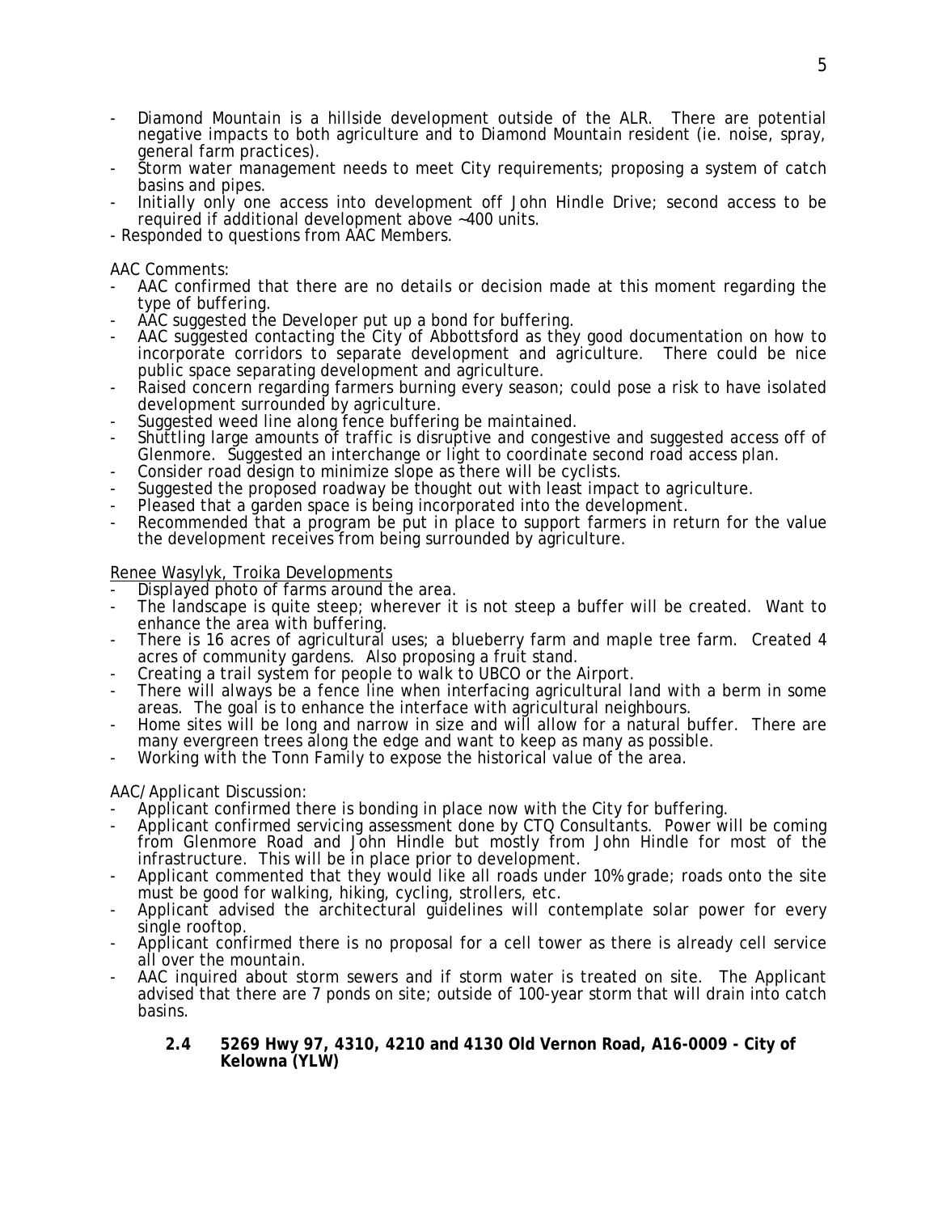- Diamond Mountain is a hillside development outside of the ALR. There are potential negative impacts to both agriculture and to Diamond Mountain resident (ie. noise, spray, general farm practices).
- Storm water management needs to meet City requirements; proposing a system of catch basins and pipes.
- Initially only one access into development off John Hindle Drive; second access to be required if additional development above ~400 units.
- Responded to questions from AAC Members.

AAC Comments:

- AAC confirmed that there are no details or decision made at this moment regarding the type of buffering.
- AAC suggested the Developer put up a bond for buffering.
- AAC suggested contacting the City of Abbottsford as they good documentation on how to incorporate corridors to separate development and agriculture. There could be nice public space separating development and agriculture.
- Raised concern regarding farmers burning every season; could pose a risk to have isolated development surrounded by agriculture.
- Suggested weed line along fence buffering be maintained.
- Shuttling large amounts of traffic is disruptive and congestive and suggested access off of Glenmore. Suggested an interchange or light to coordinate second road access plan.
- Consider road design to minimize slope as there will be cyclists.
- Suggested the proposed roadway be thought out with least impact to agriculture.
- Pleased that a garden space is being incorporated into the development.
- Recommended that a program be put in place to support farmers in return for the value the development receives from being surrounded by agriculture.

Renee Wasylyk, Troika Developments

- Displayed photo of farms around the area.
- The landscape is quite steep; wherever it is not steep a buffer will be created. Want to enhance the area with buffering.
- There is 16 acres of agricultural uses; a blueberry farm and maple tree farm. Created 4 acres of community gardens. Also proposing a fruit stand.
- Creating a trail system for people to walk to UBCO or the Airport.
- There will always be a fence line when interfacing agricultural land with a berm in some areas. The goal is to enhance the interface with agricultural neighbours.
- Home sites will be long and narrow in size and will allow for a natural buffer. There are many evergreen trees along the edge and want to keep as many as possible.
- Working with the Tonn Family to expose the historical value of the area.

AAC/Applicant Discussion:

- Applicant confirmed there is bonding in place now with the City for buffering.
- Applicant confirmed servicing assessment done by CTQ Consultants. Power will be coming from Glenmore Road and John Hindle but mostly from John Hindle for most of the infrastructure. This will be in place prior to development.
- Applicant commented that they would like all roads under 10% grade; roads onto the site must be good for walking, hiking, cycling, strollers, etc.
- Applicant advised the architectural guidelines will contemplate solar power for every single rooftop.
- Applicant confirmed there is no proposal for a cell tower as there is already cell service all over the mountain.
- AAC inquired about storm sewers and if storm water is treated on site. The Applicant advised that there are 7 ponds on site; outside of 100-year storm that will drain into catch basins.

**2.4 5269 Hwy 97, 4310, 4210 and 4130 Old Vernon Road, A16-0009 - City of Kelowna (YLW)**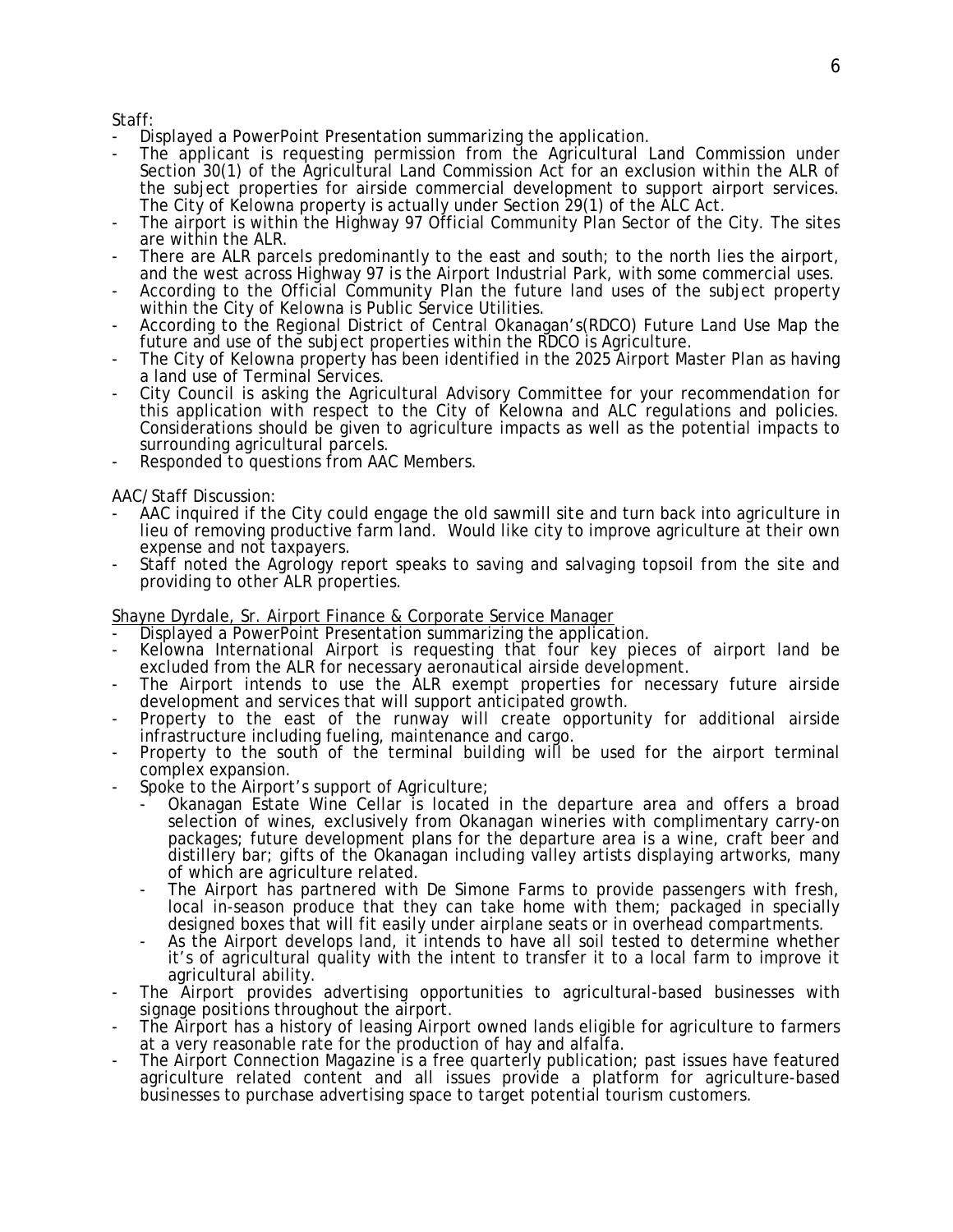Staff:

- Displayed a PowerPoint Presentation summarizing the application.
- The applicant is requesting permission from the Agricultural Land Commission under Section 30(1) of the Agricultural Land Commission Act for an exclusion within the ALR of the subject properties for airside commercial development to support airport services. The City of Kelowna property is actually under Section 29(1) of the ALC Act.
- The airport is within the Highway 97 Official Community Plan Sector of the City. The sites are within the ALR.
- There are ALR parcels predominantly to the east and south; to the north lies the airport, and the west across Highway 97 is the Airport Industrial Park, with some commercial uses.
- According to the Official Community Plan the future land uses of the subject property within the City of Kelowna is Public Service Utilities.
- According to the Regional District of Central Okanagan's(RDCO) Future Land Use Map the future and use of the subject properties within the RDCO is Agriculture.
- The City of Kelowna property has been identified in the 2025 Airport Master Plan as having a land use of Terminal Services.
- City Council is asking the Agricultural Advisory Committee for your recommendation for this application with respect to the City of Kelowna and ALC regulations and policies. Considerations should be given to agriculture impacts as well as the potential impacts to surrounding agricultural parcels.
- Responded to questions from AAC Members.

AAC/Staff Discussion:

- AAC inquired if the City could engage the old sawmill site and turn back into agriculture in lieu of removing productive farm land. Would like city to improve agriculture at their own expense and not taxpayers.
- Staff noted the Agrology report speaks to saving and salvaging topsoil from the site and providing to other ALR properties.

<u>Shayne Dyrdale, Sr. Airport Finance & Corporate Service Manager</u>

- Displayed a PowerPoint Presentation summarizing the application.
- Kelowna International Airport is requesting that four key pieces of airport land be excluded from the ALR for necessary aeronautical airside development.
- The Airport intends to use the ALR exempt properties for necessary future airside development and services that will support anticipated growth.
- Property to the east of the runway will create opportunity for additional airside infrastructure including fueling, maintenance and cargo.
- Property to the south of the terminal building will be used for the airport terminal complex expansion.
- Spoke to the Airport's support of Agriculture;
  - Okanagan Estate Wine Cellar is located in the departure area and offers a broad selection of wines, exclusively from Okanagan wineries with complimentary carry-on packages; future development plans for the departure area is a wine, craft beer and distillery bar; gifts of the Okanagan including valley artists displaying artworks, many of which are agriculture related.
  - The Airport has partnered with De Simone Farms to provide passengers with fresh, local in-season produce that they can take home with them; packaged in specially designed boxes that will fit easily under airplane seats or in overhead compartments.
  - As the Airport develops land, it intends to have all soil tested to determine whether it's of agricultural quality with the intent to transfer it to a local farm to improve it agricultural ability.
- The Airport provides advertising opportunities to agricultural-based businesses with signage positions throughout the airport.
- The Airport has a history of leasing Airport owned lands eligible for agriculture to farmers at a very reasonable rate for the production of hay and alfalfa.
- The Airport Connection Magazine is a free quarterly publication; past issues have featured agriculture related content and all issues provide a platform for agriculture-based businesses to purchase advertising space to target potential tourism customers.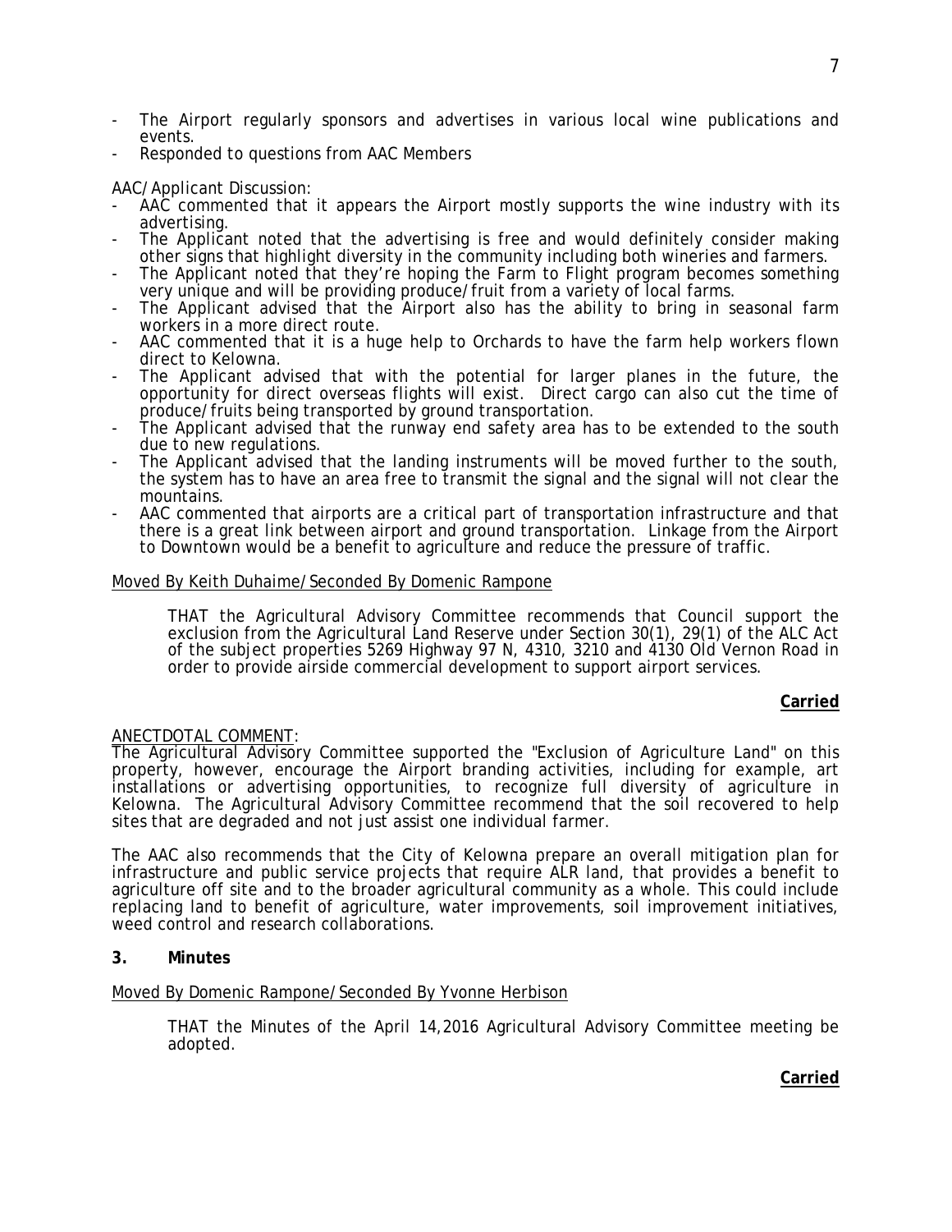- The Airport regularly sponsors and advertises in various local wine publications and events.
- Responded to questions from AAC Members

AAC/Applicant Discussion:

- AAC commented that it appears the Airport mostly supports the wine industry with its advertising.
- The Applicant noted that the advertising is free and would definitely consider making other signs that highlight diversity in the community including both wineries and farmers.
- The Applicant noted that they're hoping the Farm to Flight program becomes something very unique and will be providing produce/fruit from a variety of local farms.
- The Applicant advised that the Airport also has the ability to bring in seasonal farm workers in a more direct route.
- AAC commented that it is a huge help to Orchards to have the farm help workers flown direct to Kelowna.
- The Applicant advised that with the potential for larger planes in the future, the opportunity for direct overseas flights will exist. Direct cargo can also cut the time of produce/fruits being transported by ground transportation.
- The Applicant advised that the runway end safety area has to be extended to the south due to new regulations.
- The Applicant advised that the landing instruments will be moved further to the south, the system has to have an area free to transmit the signal and the signal will not clear the mountains.
- AAC commented that airports are a critical part of transportation infrastructure and that there is a great link between airport and ground transportation. Linkage from the Airport to Downtown would be a benefit to agriculture and reduce the pressure of traffic.

Moved By Keith Duhaime/Seconded By Domenic Rampone

> THAT the Agricultural Advisory Committee recommends that Council support the exclusion from the Agricultural Land Reserve under Section 30(1), 29(1) of the ALC Act of the subject properties 5269 Highway 97 N, 4310, 3210 and 4130 Old Vernon Road in order to provide airside commercial development to support airport services.

**Carried**

ANECTDOTAL COMMENT:
The Agricultural Advisory Committee supported the "Exclusion of Agriculture Land" on this property, however, encourage the Airport branding activities, including for example, art installations or advertising opportunities, to recognize full diversity of agriculture in Kelowna. The Agricultural Advisory Committee recommend that the soil recovered to help sites that are degraded and not just assist one individual farmer.

The AAC also recommends that the City of Kelowna prepare an overall mitigation plan for infrastructure and public service projects that require ALR land, that provides a benefit to agriculture off site and to the broader agricultural community as a whole. This could include replacing land to benefit of agriculture, water improvements, soil improvement initiatives, weed control and research collaborations.

## 3. Minutes

Moved By Domenic Rampone/Seconded By Yvonne Herbison

> THAT the Minutes of the April 14,2016 Agricultural Advisory Committee meeting be adopted.

**Carried**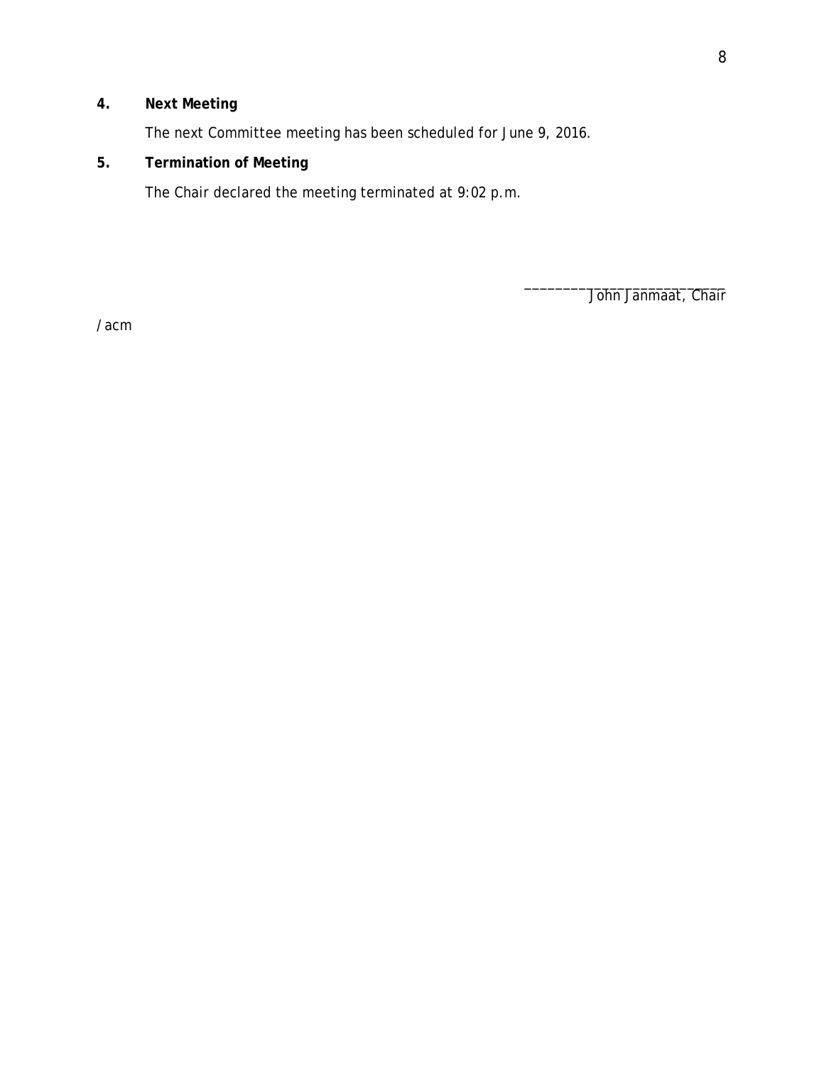**4. Next Meeting**

The next Committee meeting has been scheduled for June 9, 2016.

**5. Termination of Meeting**

The Chair declared the meeting terminated at 9:02 p.m.

___________________________
John Janmaat, Chair

/acm